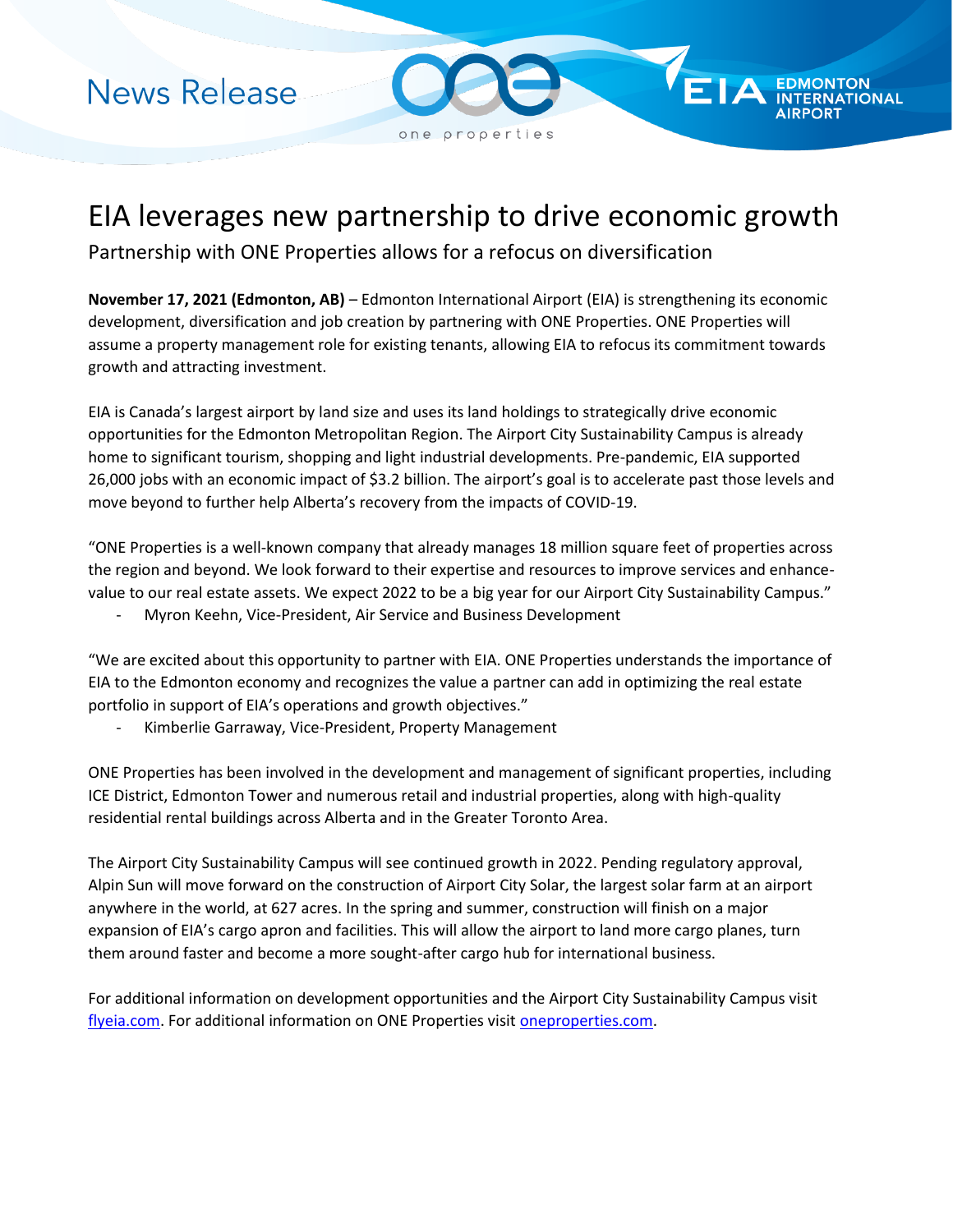News Release

one properties

EDMONTON INTERNATIONAL AIRPORT

# EIA leverages new partnership to drive economic growth

## Partnership with ONE Properties allows for a refocus on diversification

**November 17, 2021 (Edmonton, AB)** – Edmonton International Airport (EIA) is strengthening its economic development, diversification and job creation by partnering with ONE Properties. ONE Properties will assume a property management role for existing tenants, allowing EIA to refocus its commitment towards growth and attracting investment.

EIA is Canada's largest airport by land size and uses its land holdings to strategically drive economic opportunities for the Edmonton Metropolitan Region. The Airport City Sustainability Campus is already home to significant tourism, shopping and light industrial developments. Pre-pandemic, EIA supported 26,000 jobs with an economic impact of $3.2 billion. The airport's goal is to accelerate past those levels and move beyond to further help Alberta's recovery from the impacts of COVID-19.

"ONE Properties is a well-known company that already manages 18 million square feet of properties across the region and beyond. We look forward to their expertise and resources to improve services and enhance-value to our real estate assets. We expect 2022 to be a big year for our Airport City Sustainability Campus."

- Myron Keehn, Vice-President, Air Service and Business Development

"We are excited about this opportunity to partner with EIA. ONE Properties understands the importance of EIA to the Edmonton economy and recognizes the value a partner can add in optimizing the real estate portfolio in support of EIA's operations and growth objectives."

- Kimberlie Garraway, Vice-President, Property Management

ONE Properties has been involved in the development and management of significant properties, including ICE District, Edmonton Tower and numerous retail and industrial properties, along with high-quality residential rental buildings across Alberta and in the Greater Toronto Area.

The Airport City Sustainability Campus will see continued growth in 2022. Pending regulatory approval, Alpin Sun will move forward on the construction of Airport City Solar, the largest solar farm at an airport anywhere in the world, at 627 acres. In the spring and summer, construction will finish on a major expansion of EIA's cargo apron and facilities. This will allow the airport to land more cargo planes, turn them around faster and become a more sought-after cargo hub for international business.

For additional information on development opportunities and the Airport City Sustainability Campus visit flyeia.com. For additional information on ONE Properties visit oneproperties.com.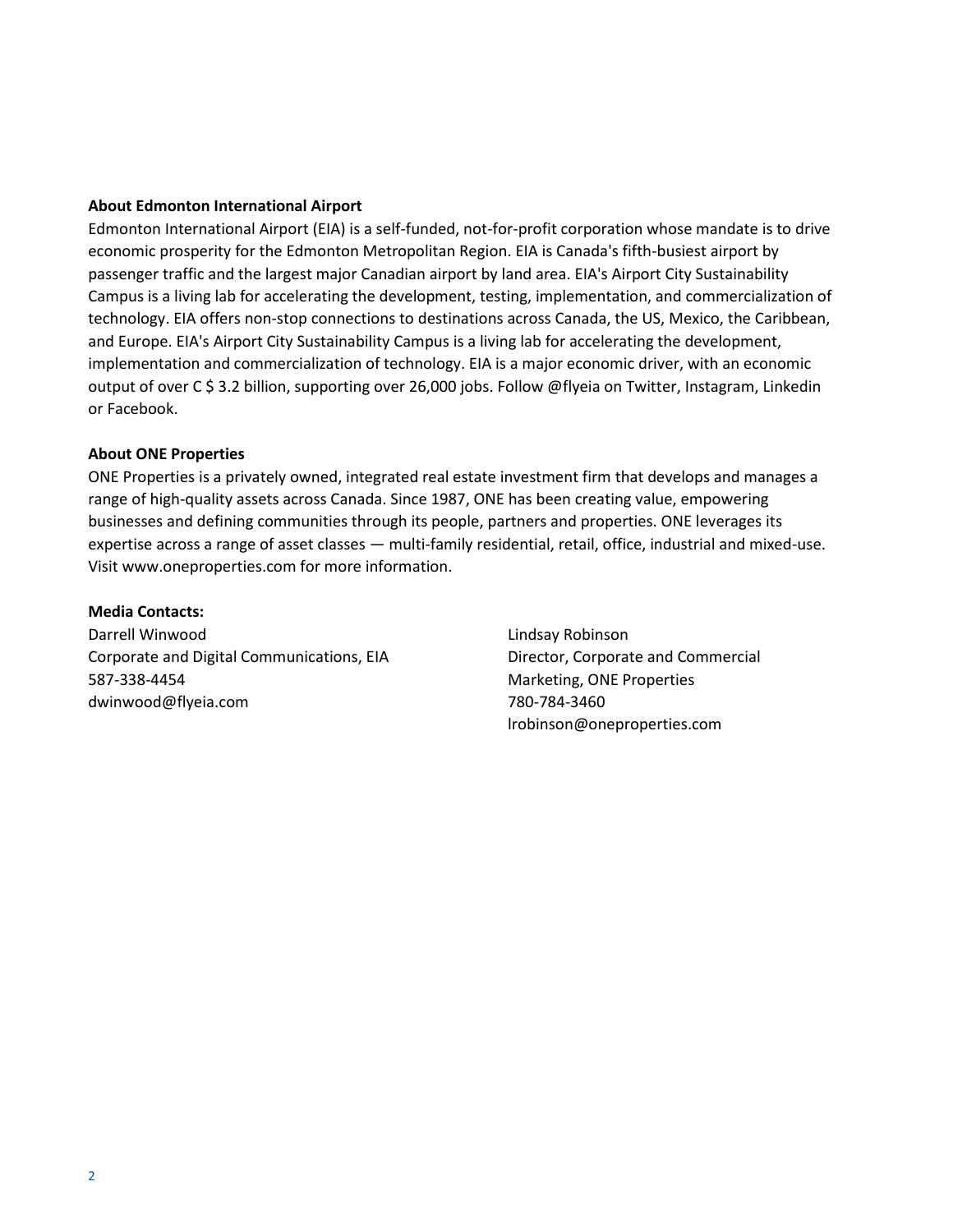**About Edmonton International Airport**

Edmonton International Airport (EIA) is a self-funded, not-for-profit corporation whose mandate is to drive economic prosperity for the Edmonton Metropolitan Region. EIA is Canada's fifth-busiest airport by passenger traffic and the largest major Canadian airport by land area. EIA's Airport City Sustainability Campus is a living lab for accelerating the development, testing, implementation, and commercialization of technology. EIA offers non-stop connections to destinations across Canada, the US, Mexico, the Caribbean, and Europe. EIA's Airport City Sustainability Campus is a living lab for accelerating the development, implementation and commercialization of technology. EIA is a major economic driver, with an economic output of over C $ 3.2 billion, supporting over 26,000 jobs. Follow @flyeia on Twitter, Instagram, Linkedin or Facebook.

**About ONE Properties**

ONE Properties is a privately owned, integrated real estate investment firm that develops and manages a range of high-quality assets across Canada. Since 1987, ONE has been creating value, empowering businesses and defining communities through its people, partners and properties. ONE leverages its expertise across a range of asset classes — multi-family residential, retail, office, industrial and mixed-use. Visit www.oneproperties.com for more information.

**Media Contacts:**

Darrell Winwood
Corporate and Digital Communications, EIA
587-338-4454
dwinwood@flyeia.com

Lindsay Robinson
Director, Corporate and Commercial Marketing, ONE Properties
780-784-3460
lrobinson@oneproperties.com